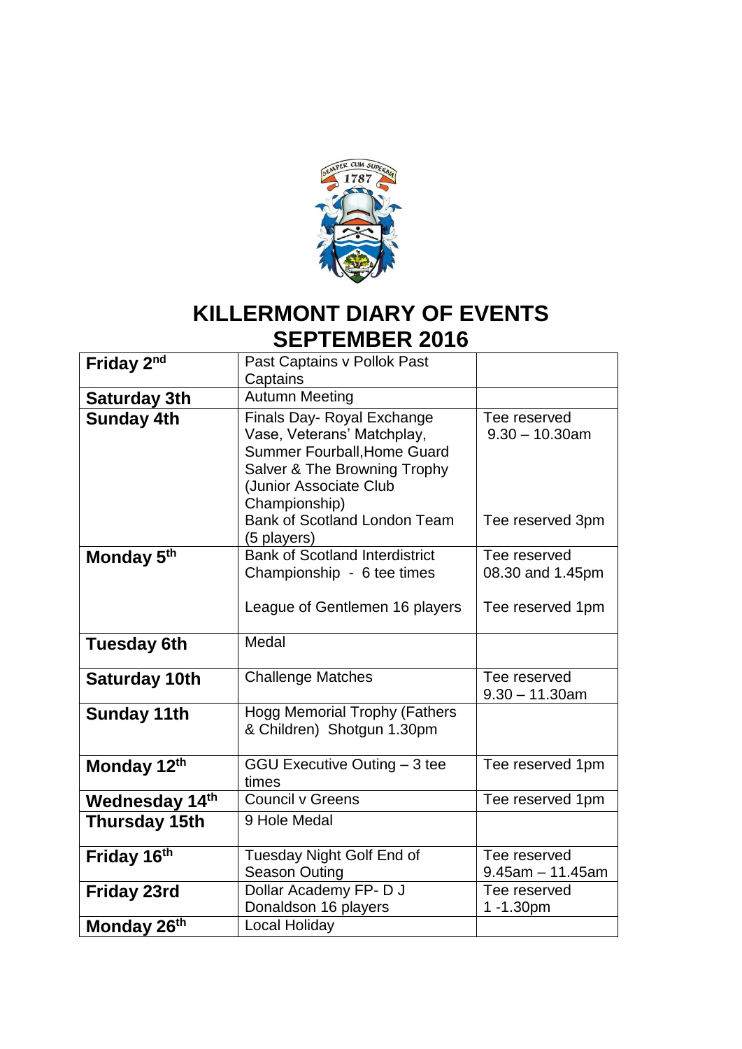# KILLERMONT DIARY OF EVENTS
# SEPTEMBER 2016

| | | |
|---|---|---|
| **Friday 2nd** | Past Captains v Pollok Past Captains | |
| **Saturday 3th** | Autumn Meeting | |
| **Sunday 4th** | Finals Day- Royal Exchange Vase, Veterans' Matchplay, Summer Fourball,Home Guard Salver & The Browning Trophy (Junior Associate Club Championship)<br>Bank of Scotland London Team (5 players) | Tee reserved 9.30 – 10.30am<br><br>Tee reserved 3pm |
| **Monday 5th** | Bank of Scotland Interdistrict Championship - 6 tee times<br><br>League of Gentlemen 16 players | Tee reserved 08.30 and 1.45pm<br><br>Tee reserved 1pm |
| **Tuesday 6th** | Medal | |
| **Saturday 10th** | Challenge Matches | Tee reserved 9.30 – 11.30am |
| **Sunday 11th** | Hogg Memorial Trophy (Fathers & Children) Shotgun 1.30pm | |
| **Monday 12th** | GGU Executive Outing – 3 tee times | Tee reserved 1pm |
| **Wednesday 14th** | Council v Greens | Tee reserved 1pm |
| **Thursday 15th** | 9 Hole Medal | |
| **Friday 16th** | Tuesday Night Golf End of Season Outing | Tee reserved 9.45am – 11.45am |
| **Friday 23rd** | Dollar Academy FP- D J Donaldson 16 players | Tee reserved 1 -1.30pm |
| **Monday 26th** | Local Holiday | |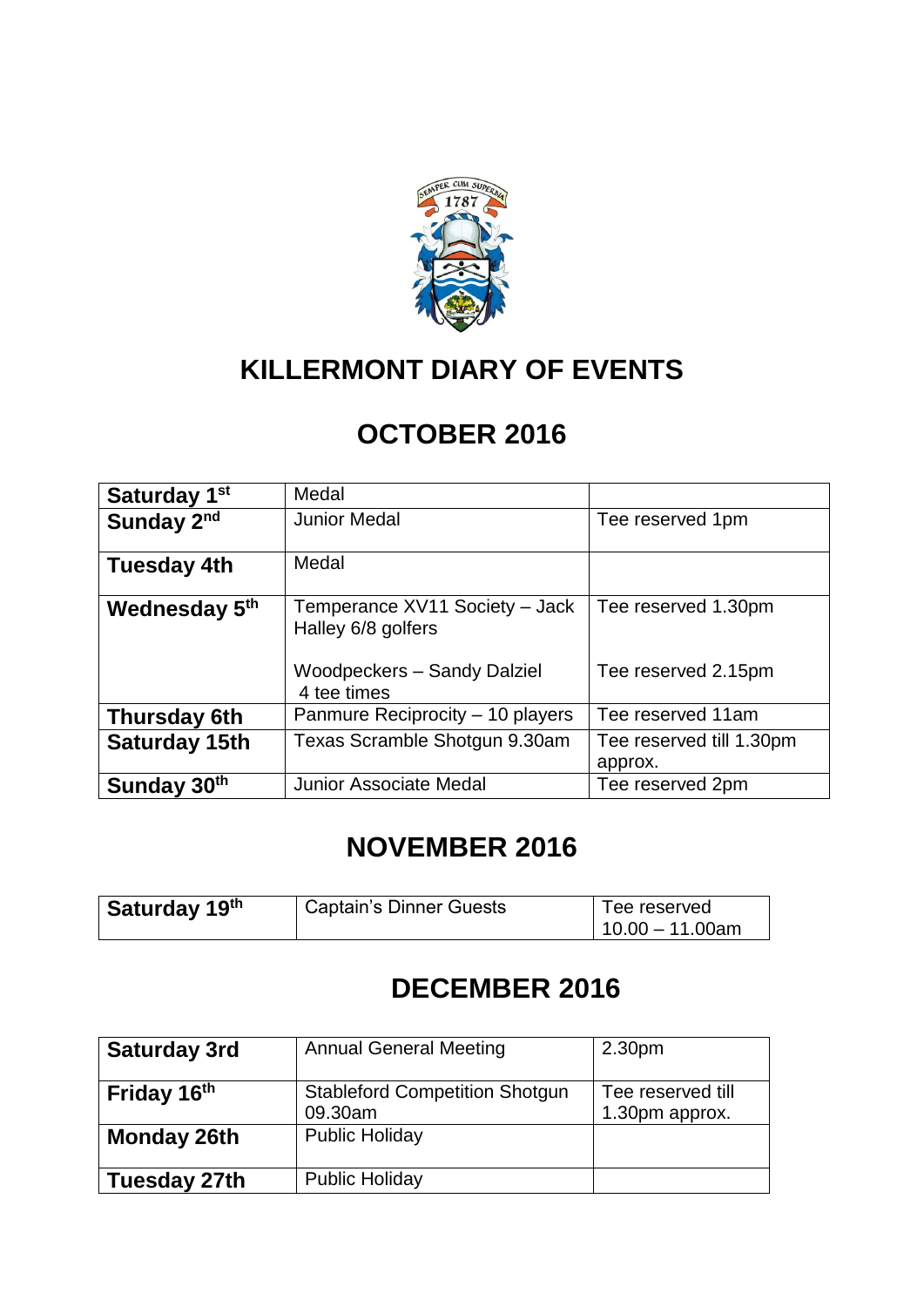# KILLERMONT DIARY OF EVENTS

## OCTOBER 2016

| | | |
|---|---|---|
| **Saturday 1st** | Medal | |
| **Sunday 2nd** | Junior Medal | Tee reserved 1pm |
| **Tuesday 4th** | Medal | |
| **Wednesday 5th** | Temperance XV11 Society – Jack Halley 6/8 golfers<br><br>Woodpeckers – Sandy Dalziel 4 tee times | Tee reserved 1.30pm<br><br>Tee reserved 2.15pm |
| **Thursday 6th** | Panmure Reciprocity – 10 players | Tee reserved 11am |
| **Saturday 15th** | Texas Scramble Shotgun 9.30am | Tee reserved till 1.30pm approx. |
| **Sunday 30th** | Junior Associate Medal | Tee reserved 2pm |

## NOVEMBER 2016

| | | |
|---|---|---|
| **Saturday 19th** | Captain's Dinner Guests | Tee reserved 10.00 – 11.00am |

## DECEMBER 2016

| | | |
|---|---|---|
| **Saturday 3rd** | Annual General Meeting | 2.30pm |
| **Friday 16th** | Stableford Competition Shotgun 09.30am | Tee reserved till 1.30pm approx. |
| **Monday 26th** | Public Holiday | |
| **Tuesday 27th** | Public Holiday | |